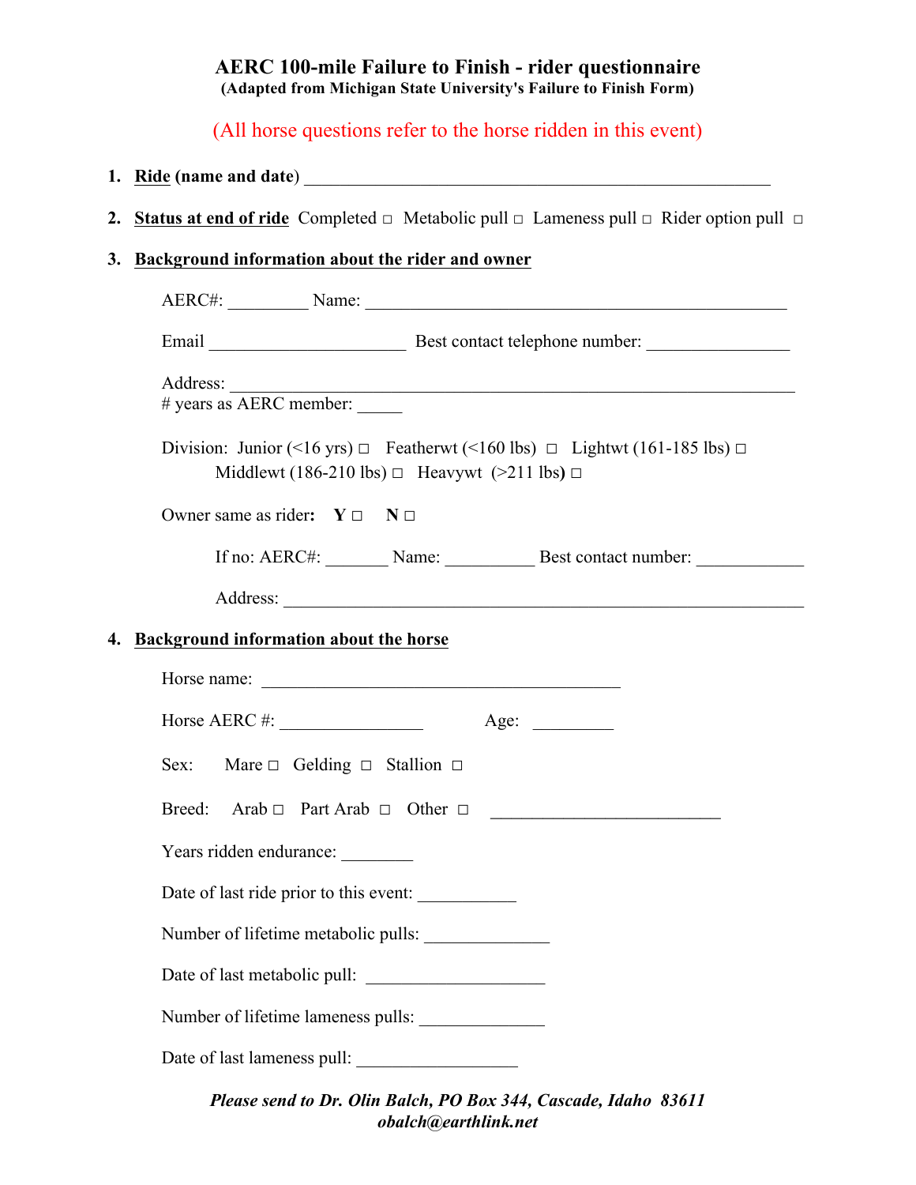# AERC 100-mile Failure to Finish - rider questionnaire

**(Adapted from Michigan State University's Failure to Finish Form)**

(All horse questions refer to the horse ridden in this event)

1. **Ride (name and date)** ___________________________________________________

2. **Status at end of ride** Completed □ Metabolic pull □ Lameness pull □ Rider option pull □

3. **Background information about the rider and owner**

   AERC#: _________ Name: _______________________________________________

   Email ______________________ Best contact telephone number: ________________

   Address: _____________________________________________________________
   # years as AERC member: _____

   Division: Junior (<16 yrs) □ Featherwt (<160 lbs) □ Lightwt (161-185 lbs) □
   Middlewt (186-210 lbs) □ Heavywt (>211 lbs) □

   Owner same as rider: **Y** □ **N** □

   If no: AERC#: _______ Name: __________ Best contact number: ____________

   Address: ___________________________________________________________

4. **Background information about the horse**

   Horse name: _________________________________________

   Horse AERC #: ________________ Age: _________

   Sex: Mare □ Gelding □ Stallion □

   Breed: Arab □ Part Arab □ Other □ _________________________

   Years ridden endurance: ________

   Date of last ride prior to this event: ___________

   Number of lifetime metabolic pulls: ______________

   Date of last metabolic pull: ____________________

   Number of lifetime lameness pulls: ______________

   Date of last lameness pull: __________________

***Please send to Dr. Olin Balch, PO Box 344, Cascade, Idaho 83611***
***obalch@earthlink.net***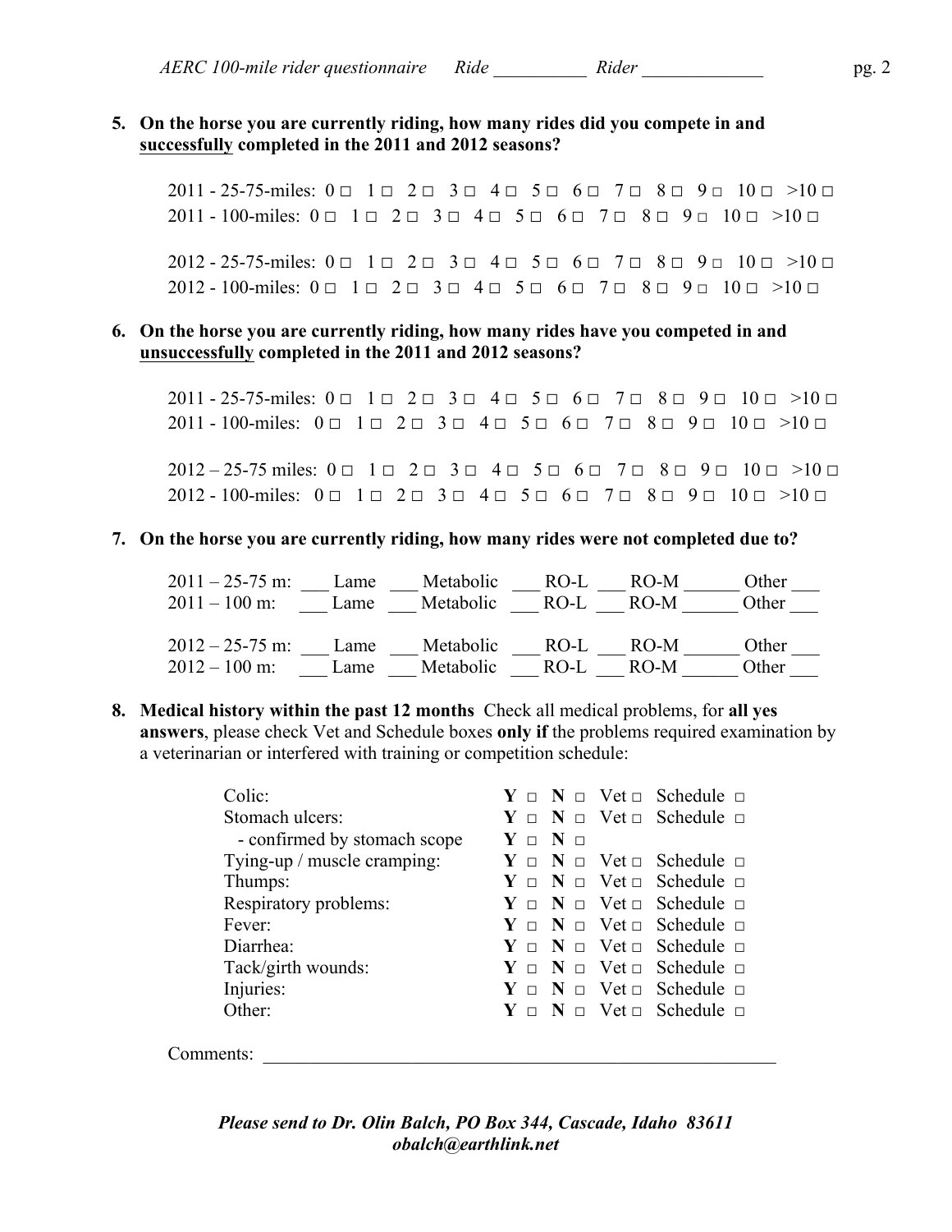**5. On the horse you are currently riding, how many rides did you compete in and <u>successfully</u> completed in the 2011 and 2012 seasons?**

2011 - 25-75-miles: 0 □ 1 □ 2 □ 3 □ 4 □ 5 □ 6 □ 7 □ 8 □ 9 □ 10 □ >10 □
2011 - 100-miles: 0 □ 1 □ 2 □ 3 □ 4 □ 5 □ 6 □ 7 □ 8 □ 9 □ 10 □ >10 □

2012 - 25-75-miles: 0 □ 1 □ 2 □ 3 □ 4 □ 5 □ 6 □ 7 □ 8 □ 9 □ 10 □ >10 □
2012 - 100-miles: 0 □ 1 □ 2 □ 3 □ 4 □ 5 □ 6 □ 7 □ 8 □ 9 □ 10 □ >10 □

**6. On the horse you are currently riding, how many rides have you competed in and <u>unsuccessfully</u> completed in the 2011 and 2012 seasons?**

2011 - 25-75-miles: 0 □ 1 □ 2 □ 3 □ 4 □ 5 □ 6 □ 7 □ 8 □ 9 □ 10 □ >10 □
2011 - 100-miles: 0 □ 1 □ 2 □ 3 □ 4 □ 5 □ 6 □ 7 □ 8 □ 9 □ 10 □ >10 □

2012 – 25-75 miles: 0 □ 1 □ 2 □ 3 □ 4 □ 5 □ 6 □ 7 □ 8 □ 9 □ 10 □ >10 □
2012 - 100-miles: 0 □ 1 □ 2 □ 3 □ 4 □ 5 □ 6 □ 7 □ 8 □ 9 □ 10 □ >10 □

**7. On the horse you are currently riding, how many rides were not completed due to?**

2011 – 25-75 m: ___ Lame ___ Metabolic ___ RO-L ___ RO-M ______ Other ___
2011 – 100 m: ___ Lame ___ Metabolic ___ RO-L ___ RO-M ______ Other ___

2012 – 25-75 m: ___ Lame ___ Metabolic ___ RO-L ___ RO-M ______ Other ___
2012 – 100 m: ___ Lame ___ Metabolic ___ RO-L ___ RO-M ______ Other ___

**8. Medical history within the past 12 months** Check all medical problems, for **all yes answers**, please check Vet and Schedule boxes **only if** the problems required examination by a veterinarian or interfered with training or competition schedule:

| | | | | |
|---|---|---|---|---|
| Colic: | **Y** □ | **N** □ | Vet □ | Schedule □ |
| Stomach ulcers: | **Y** □ | **N** □ | Vet □ | Schedule □ |
| - confirmed by stomach scope | **Y** □ | **N** □ | | |
| Tying-up / muscle cramping: | **Y** □ | **N** □ | Vet □ | Schedule □ |
| Thumps: | **Y** □ | **N** □ | Vet □ | Schedule □ |
| Respiratory problems: | **Y** □ | **N** □ | Vet □ | Schedule □ |
| Fever: | **Y** □ | **N** □ | Vet □ | Schedule □ |
| Diarrhea: | **Y** □ | **N** □ | Vet □ | Schedule □ |
| Tack/girth wounds: | **Y** □ | **N** □ | Vet □ | Schedule □ |
| Injuries: | **Y** □ | **N** □ | Vet □ | Schedule □ |
| Other: | **Y** □ | **N** □ | Vet □ | Schedule □ |

Comments: ____________________________________________________________

***Please send to Dr. Olin Balch, PO Box 344, Cascade, Idaho 83611***
***obalch@earthlink.net***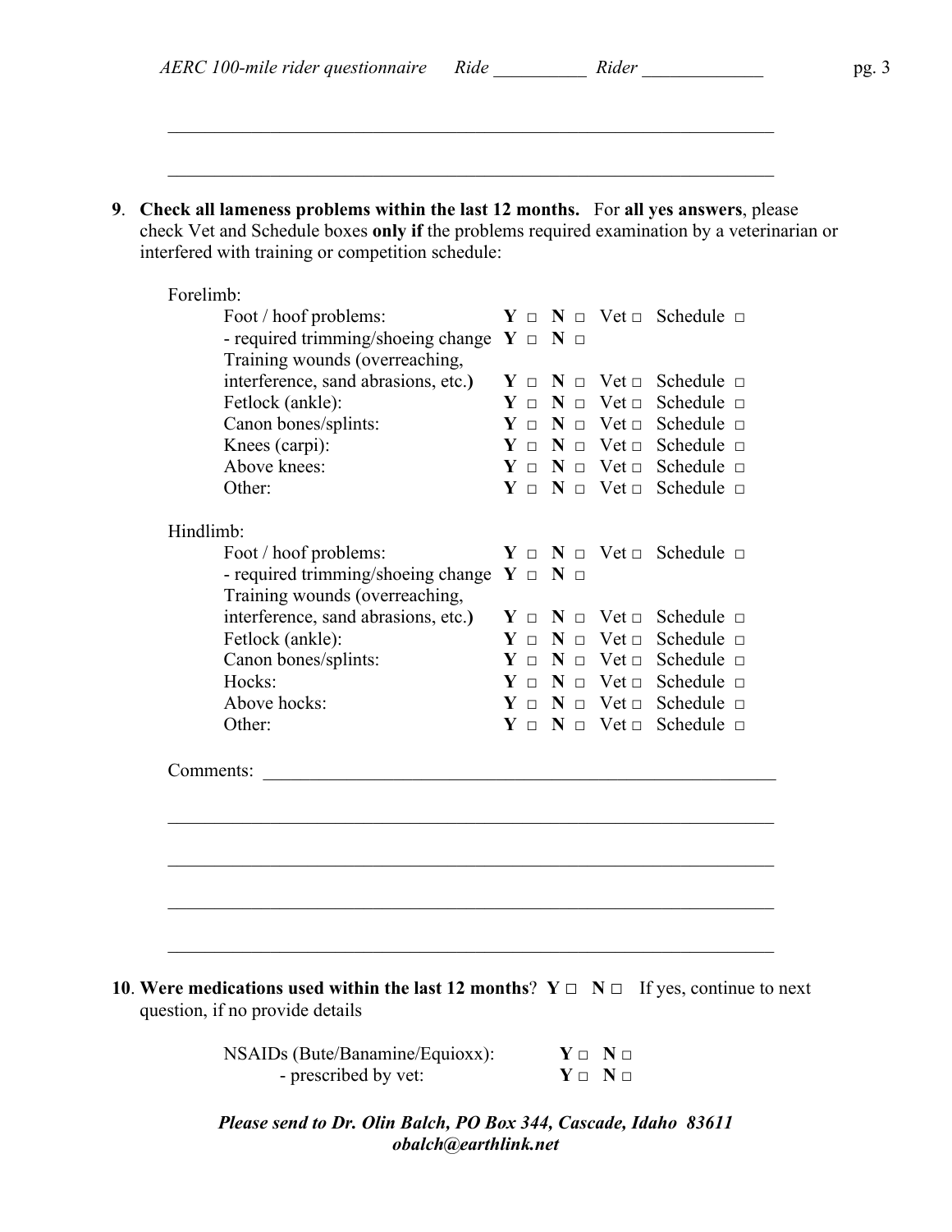\_\_\_\_\_\_\_\_\_\_\_\_\_\_\_\_\_\_\_\_\_\_\_\_\_\_\_\_\_\_\_\_\_\_\_\_\_\_\_\_\_\_\_\_\_\_\_\_\_\_\_\_\_\_\_\_\_\_\_\_\_\_\_\_\_\_

\_\_\_\_\_\_\_\_\_\_\_\_\_\_\_\_\_\_\_\_\_\_\_\_\_\_\_\_\_\_\_\_\_\_\_\_\_\_\_\_\_\_\_\_\_\_\_\_\_\_\_\_\_\_\_\_\_\_\_\_\_\_\_\_\_\_

**9**. **Check all lameness problems within the last 12 months.** For **all yes answers**, please check Vet and Schedule boxes **only if** the problems required examination by a veterinarian or interfered with training or competition schedule:

Forelimb:

| | | | | |
|---|---|---|---|---|
| Foot / hoof problems: | **Y** □ | **N** □ | Vet □ | Schedule □ |
| - required trimming/shoeing change | **Y** □ | **N** □ | | |
| Training wounds (overreaching, interference, sand abrasions, etc.) | **Y** □ | **N** □ | Vet □ | Schedule □ |
| Fetlock (ankle): | **Y** □ | **N** □ | Vet □ | Schedule □ |
| Canon bones/splints: | **Y** □ | **N** □ | Vet □ | Schedule □ |
| Knees (carpi): | **Y** □ | **N** □ | Vet □ | Schedule □ |
| Above knees: | **Y** □ | **N** □ | Vet □ | Schedule □ |
| Other: | **Y** □ | **N** □ | Vet □ | Schedule □ |

Hindlimb:

| | | | | |
|---|---|---|---|---|
| Foot / hoof problems: | **Y** □ | **N** □ | Vet □ | Schedule □ |
| - required trimming/shoeing change | **Y** □ | **N** □ | | |
| Training wounds (overreaching, interference, sand abrasions, etc.) | **Y** □ | **N** □ | Vet □ | Schedule □ |
| Fetlock (ankle): | **Y** □ | **N** □ | Vet □ | Schedule □ |
| Canon bones/splints: | **Y** □ | **N** □ | Vet □ | Schedule □ |
| Hocks: | **Y** □ | **N** □ | Vet □ | Schedule □ |
| Above hocks: | **Y** □ | **N** □ | Vet □ | Schedule □ |
| Other: | **Y** □ | **N** □ | Vet □ | Schedule □ |

Comments: \_\_\_\_\_\_\_\_\_\_\_\_\_\_\_\_\_\_\_\_\_\_\_\_\_\_\_\_\_\_\_\_\_\_\_\_\_\_\_\_\_\_\_\_\_\_\_\_\_\_\_\_\_\_\_\_\_\_

\_\_\_\_\_\_\_\_\_\_\_\_\_\_\_\_\_\_\_\_\_\_\_\_\_\_\_\_\_\_\_\_\_\_\_\_\_\_\_\_\_\_\_\_\_\_\_\_\_\_\_\_\_\_\_\_\_\_\_\_\_\_\_\_\_\_

\_\_\_\_\_\_\_\_\_\_\_\_\_\_\_\_\_\_\_\_\_\_\_\_\_\_\_\_\_\_\_\_\_\_\_\_\_\_\_\_\_\_\_\_\_\_\_\_\_\_\_\_\_\_\_\_\_\_\_\_\_\_\_\_\_\_

\_\_\_\_\_\_\_\_\_\_\_\_\_\_\_\_\_\_\_\_\_\_\_\_\_\_\_\_\_\_\_\_\_\_\_\_\_\_\_\_\_\_\_\_\_\_\_\_\_\_\_\_\_\_\_\_\_\_\_\_\_\_\_\_\_\_

\_\_\_\_\_\_\_\_\_\_\_\_\_\_\_\_\_\_\_\_\_\_\_\_\_\_\_\_\_\_\_\_\_\_\_\_\_\_\_\_\_\_\_\_\_\_\_\_\_\_\_\_\_\_\_\_\_\_\_\_\_\_\_\_\_\_

**10**. **Were medications used within the last 12 months**? **Y** □ **N** □ If yes, continue to next question, if no provide details

| | | |
|---|---|---|
| NSAIDs (Bute/Banamine/Equioxx): | **Y** □ | **N** □ |
| - prescribed by vet: | **Y** □ | **N** □ |

***Please send to Dr. Olin Balch, PO Box 344, Cascade, Idaho 83611***
***obalch@earthlink.net***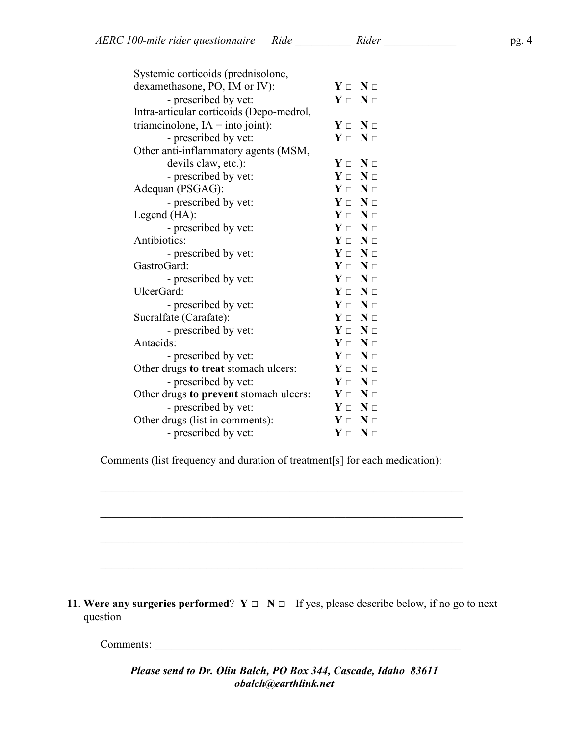| | |
|---|---|
| Systemic corticoids (prednisolone, dexamethasone, PO, IM or IV): | **Y** □ **N** □ |
| - prescribed by vet: | **Y** □ **N** □ |
| Intra-articular corticoids (Depo-medrol, triamcinolone, IA = into joint): | **Y** □ **N** □ |
| - prescribed by vet: | **Y** □ **N** □ |
| Other anti-inflammatory agents (MSM, devils claw, etc.): | **Y** □ **N** □ |
| - prescribed by vet: | **Y** □ **N** □ |
| Adequan (PSGAG): | **Y** □ **N** □ |
| - prescribed by vet: | **Y** □ **N** □ |
| Legend (HA): | **Y** □ **N** □ |
| - prescribed by vet: | **Y** □ **N** □ |
| Antibiotics: | **Y** □ **N** □ |
| - prescribed by vet: | **Y** □ **N** □ |
| GastroGard: | **Y** □ **N** □ |
| - prescribed by vet: | **Y** □ **N** □ |
| UlcerGard: | **Y** □ **N** □ |
| - prescribed by vet: | **Y** □ **N** □ |
| Sucralfate (Carafate): | **Y** □ **N** □ |
| - prescribed by vet: | **Y** □ **N** □ |
| Antacids: | **Y** □ **N** □ |
| - prescribed by vet: | **Y** □ **N** □ |
| Other drugs **to treat** stomach ulcers: | **Y** □ **N** □ |
| - prescribed by vet: | **Y** □ **N** □ |
| Other drugs **to prevent** stomach ulcers: | **Y** □ **N** □ |
| - prescribed by vet: | **Y** □ **N** □ |
| Other drugs (list in comments): | **Y** □ **N** □ |
| - prescribed by vet: | **Y** □ **N** □ |

Comments (list frequency and duration of treatment[s] for each medication):

_________________________________________________________________

_________________________________________________________________

_________________________________________________________________

_________________________________________________________________

**11**. **Were any surgeries performed**? **Y** □ **N** □ If yes, please describe below, if no go to next question

Comments: _______________________________________________________

***Please send to Dr. Olin Balch, PO Box 344, Cascade, Idaho 83611***
***obalch@earthlink.net***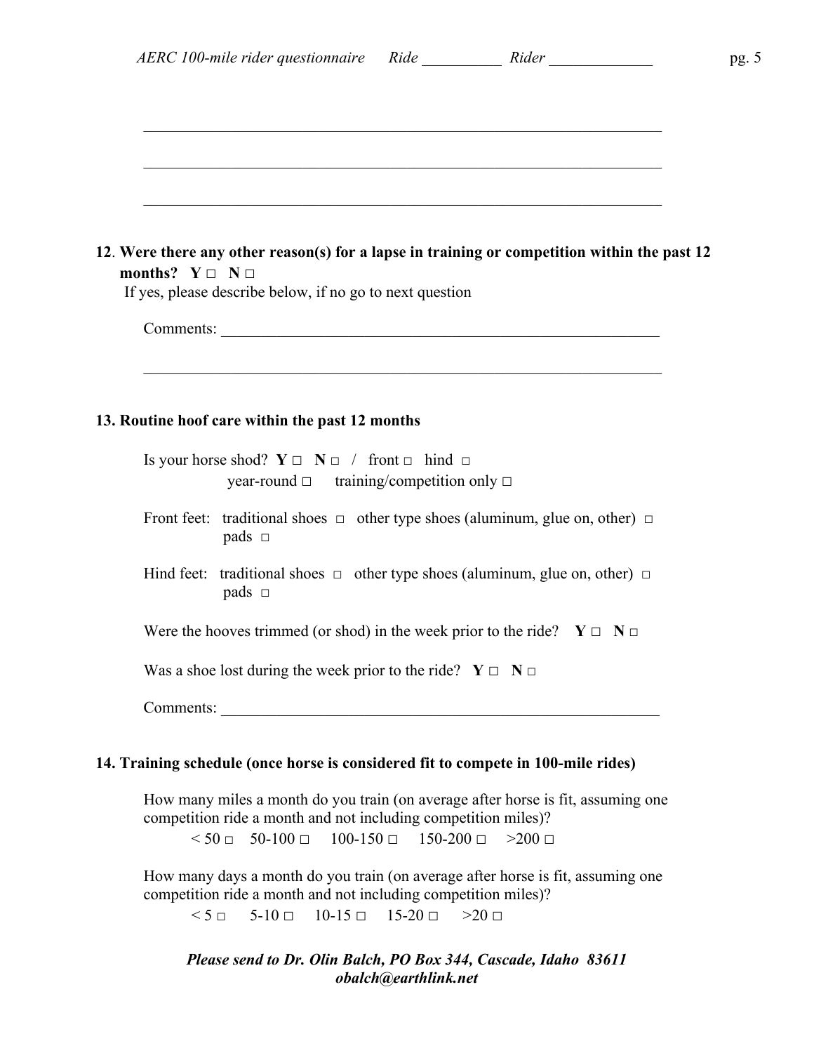\_\_\_\_\_\_\_\_\_\_\_\_\_\_\_\_\_\_\_\_\_\_\_\_\_\_\_\_\_\_\_\_\_\_\_\_\_\_\_\_\_\_\_\_\_\_\_\_\_\_\_\_\_\_\_\_\_\_\_\_\_\_\_\_

\_\_\_\_\_\_\_\_\_\_\_\_\_\_\_\_\_\_\_\_\_\_\_\_\_\_\_\_\_\_\_\_\_\_\_\_\_\_\_\_\_\_\_\_\_\_\_\_\_\_\_\_\_\_\_\_\_\_\_\_\_\_\_\_

\_\_\_\_\_\_\_\_\_\_\_\_\_\_\_\_\_\_\_\_\_\_\_\_\_\_\_\_\_\_\_\_\_\_\_\_\_\_\_\_\_\_\_\_\_\_\_\_\_\_\_\_\_\_\_\_\_\_\_\_\_\_\_\_

**12. Were there any other reason(s) for a lapse in training or competition within the past 12 months? Y □ N □**

If yes, please describe below, if no go to next question

Comments: \_\_\_\_\_\_\_\_\_\_\_\_\_\_\_\_\_\_\_\_\_\_\_\_\_\_\_\_\_\_\_\_\_\_\_\_\_\_\_\_\_\_\_\_\_\_\_\_\_\_\_\_\_\_

\_\_\_\_\_\_\_\_\_\_\_\_\_\_\_\_\_\_\_\_\_\_\_\_\_\_\_\_\_\_\_\_\_\_\_\_\_\_\_\_\_\_\_\_\_\_\_\_\_\_\_\_\_\_\_\_\_\_\_\_\_\_\_\_

**13. Routine hoof care within the past 12 months**

Is your horse shod? **Y** □ **N** □ / front □ hind □
year-round □ training/competition only □

Front feet: traditional shoes □ other type shoes (aluminum, glue on, other) □
pads □

Hind feet: traditional shoes □ other type shoes (aluminum, glue on, other) □
pads □

Were the hooves trimmed (or shod) in the week prior to the ride? **Y** □ **N** □

Was a shoe lost during the week prior to the ride? **Y** □ **N** □

Comments: \_\_\_\_\_\_\_\_\_\_\_\_\_\_\_\_\_\_\_\_\_\_\_\_\_\_\_\_\_\_\_\_\_\_\_\_\_\_\_\_\_\_\_\_\_\_\_\_\_\_\_\_\_\_

**14. Training schedule (once horse is considered fit to compete in 100-mile rides)**

How many miles a month do you train (on average after horse is fit, assuming one competition ride a month and not including competition miles)?

< 50 □ 50-100 □ 100-150 □ 150-200 □ >200 □

How many days a month do you train (on average after horse is fit, assuming one competition ride a month and not including competition miles)?

< 5 □ 5-10 □ 10-15 □ 15-20 □ >20 □

***Please send to Dr. Olin Balch, PO Box 344, Cascade, Idaho 83611***
***obalch@earthlink.net***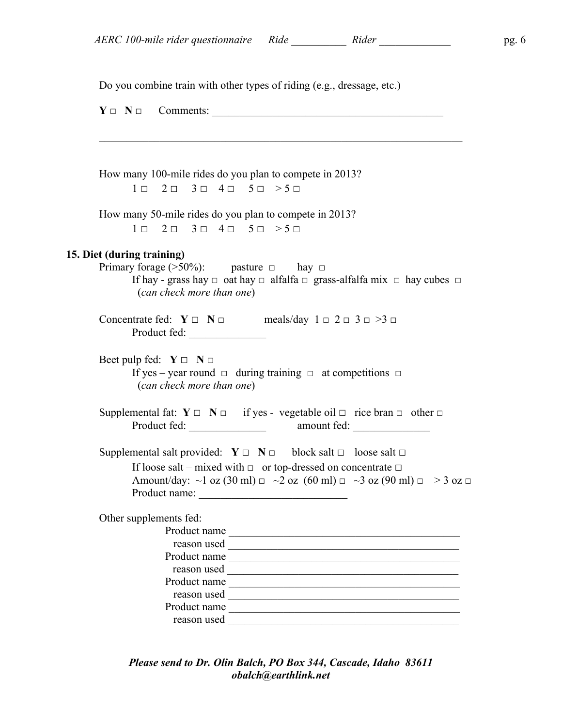Do you combine train with other types of riding (e.g., dressage, etc.)

**Y** □ **N** □ Comments: ___________________________________________

___________________________________________________________________

How many 100-mile rides do you plan to compete in 2013?

1 □ 2 □ 3 □ 4 □ 5 □ > 5 □

How many 50-mile rides do you plan to compete in 2013?

1 □ 2 □ 3 □ 4 □ 5 □ > 5 □

**15. Diet (during training)**

Primary forage (>50%): pasture □ hay □

If hay - grass hay □ oat hay □ alfalfa □ grass-alfalfa mix □ hay cubes □
(*can check more than one*)

Concentrate fed: **Y** □ **N** □ meals/day 1 □ 2 □ 3 □ >3 □
Product fed: ______________

Beet pulp fed: **Y** □ **N** □
If yes – year round □ during training □ at competitions □
(*can check more than one*)

Supplemental fat: **Y** □ **N** □ if yes - vegetable oil □ rice bran □ other □
Product fed: ______________ amount fed: ______________

Supplemental salt provided: **Y** □ **N** □ block salt □ loose salt □
If loose salt – mixed with □ or top-dressed on concentrate □
Amount/day: ~1 oz (30 ml) □ ~2 oz (60 ml) □ ~3 oz (90 ml) □ > 3 oz □
Product name: ___________________________

Other supplements fed:

Product name ___________________________________________
reason used ___________________________________________
Product name ___________________________________________
reason used ___________________________________________
Product name ___________________________________________
reason used ___________________________________________
Product name ___________________________________________
reason used ___________________________________________

***Please send to Dr. Olin Balch, PO Box 344, Cascade, Idaho 83611***
***obalch@earthlink.net***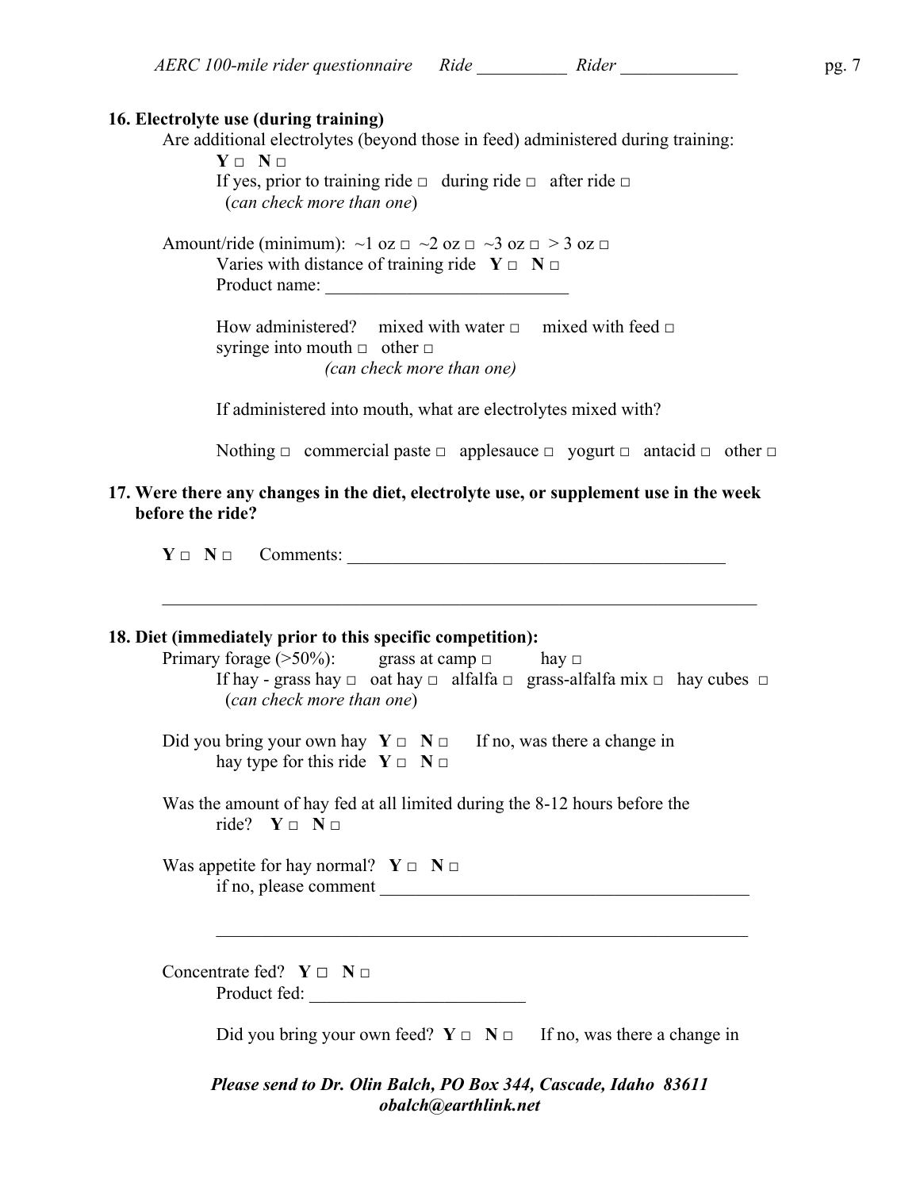**16. Electrolyte use (during training)**

Are additional electrolytes (beyond those in feed) administered during training:

**Y** □ **N** □

If yes, prior to training ride □ during ride □ after ride □
(*can check more than one*)

Amount/ride (minimum): ~1 oz □ ~2 oz □ ~3 oz □ > 3 oz □

Varies with distance of training ride **Y** □ **N** □

Product name: ____________________________

How administered? mixed with water □ mixed with feed □
syringe into mouth □ other □
*(can check more than one)*

If administered into mouth, what are electrolytes mixed with?

Nothing □ commercial paste □ applesauce □ yogurt □ antacid □ other □

**17. Were there any changes in the diet, electrolyte use, or supplement use in the week before the ride?**

**Y** □ **N** □ Comments: ____________________________________________

______________________________________________________________________

**18. Diet (immediately prior to this specific competition):**

Primary forage (>50%): grass at camp □ hay □

If hay - grass hay □ oat hay □ alfalfa □ grass-alfalfa mix □ hay cubes □
(*can check more than one*)

Did you bring your own hay **Y** □ **N** □ If no, was there a change in hay type for this ride **Y** □ **N** □

Was the amount of hay fed at all limited during the 8-12 hours before the ride? **Y** □ **N** □

Was appetite for hay normal? **Y** □ **N** □
if no, please comment ____________________________________________

______________________________________________________________

Concentrate fed? **Y** □ **N** □
Product fed: ________________________

Did you bring your own feed? **Y** □ **N** □ If no, was there a change in

***Please send to Dr. Olin Balch, PO Box 344, Cascade, Idaho 83611***
***obalch@earthlink.net***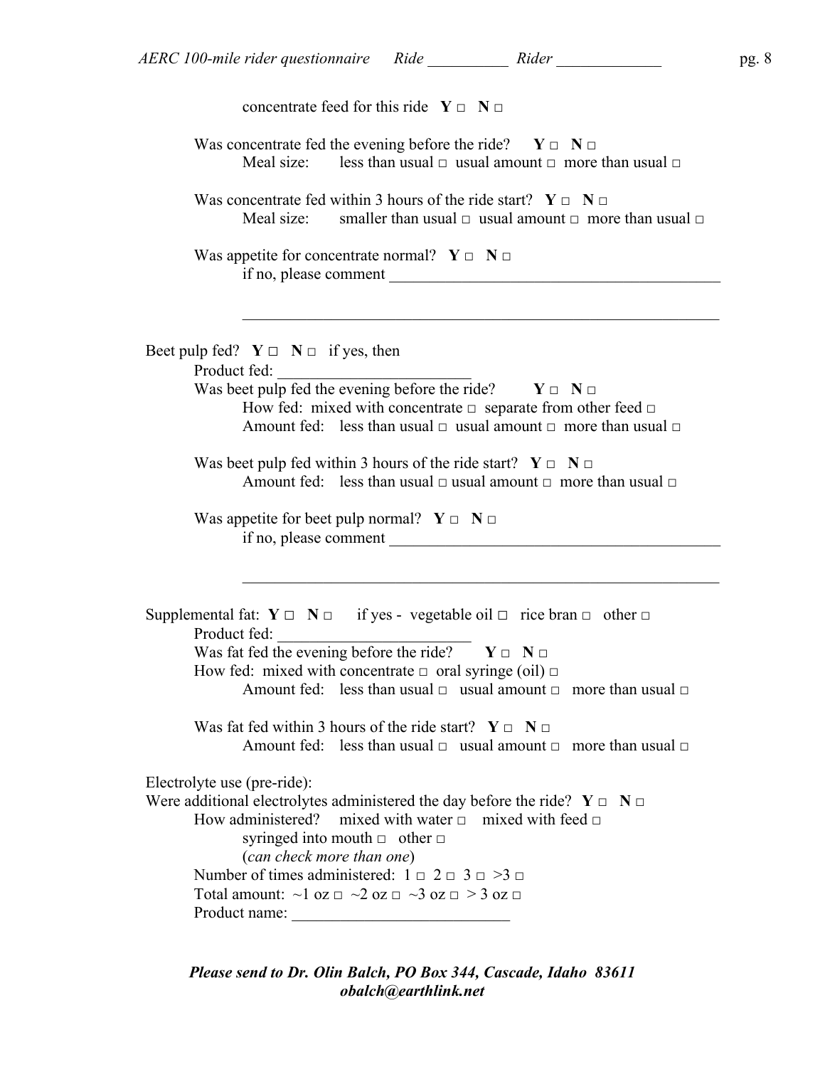concentrate feed for this ride **Y** □ **N** □

Was concentrate fed the evening before the ride? **Y** □ **N** □
Meal size: less than usual □ usual amount □ more than usual □

Was concentrate fed within 3 hours of the ride start? **Y** □ **N** □
Meal size: smaller than usual □ usual amount □ more than usual □

Was appetite for concentrate normal? **Y** □ **N** □
if no, please comment ____________________________________________

______________________________________________________________

Beet pulp fed? **Y** □ **N** □ if yes, then
Product fed: _________________________
Was beet pulp fed the evening before the ride? **Y** □ **N** □
How fed: mixed with concentrate □ separate from other feed □
Amount fed: less than usual □ usual amount □ more than usual □

Was beet pulp fed within 3 hours of the ride start? **Y** □ **N** □
Amount fed: less than usual □ usual amount □ more than usual □

Was appetite for beet pulp normal? **Y** □ **N** □
if no, please comment ____________________________________________

______________________________________________________________

Supplemental fat: **Y** □ **N** □ if yes - vegetable oil □ rice bran □ other □
Product fed: _________________________
Was fat fed the evening before the ride? **Y** □ **N** □
How fed: mixed with concentrate □ oral syringe (oil) □
Amount fed: less than usual □ usual amount □ more than usual □

Was fat fed within 3 hours of the ride start? **Y** □ **N** □
Amount fed: less than usual □ usual amount □ more than usual □

Electrolyte use (pre-ride):
Were additional electrolytes administered the day before the ride? **Y** □ **N** □
How administered? mixed with water □ mixed with feed □
syringed into mouth □ other □
(*can check more than one*)
Number of times administered: 1 □ 2 □ 3 □ >3 □
Total amount: ~1 oz □ ~2 oz □ ~3 oz □ > 3 oz □
Product name: ___________________________

***Please send to Dr. Olin Balch, PO Box 344, Cascade, Idaho 83611***
***obalch@earthlink.net***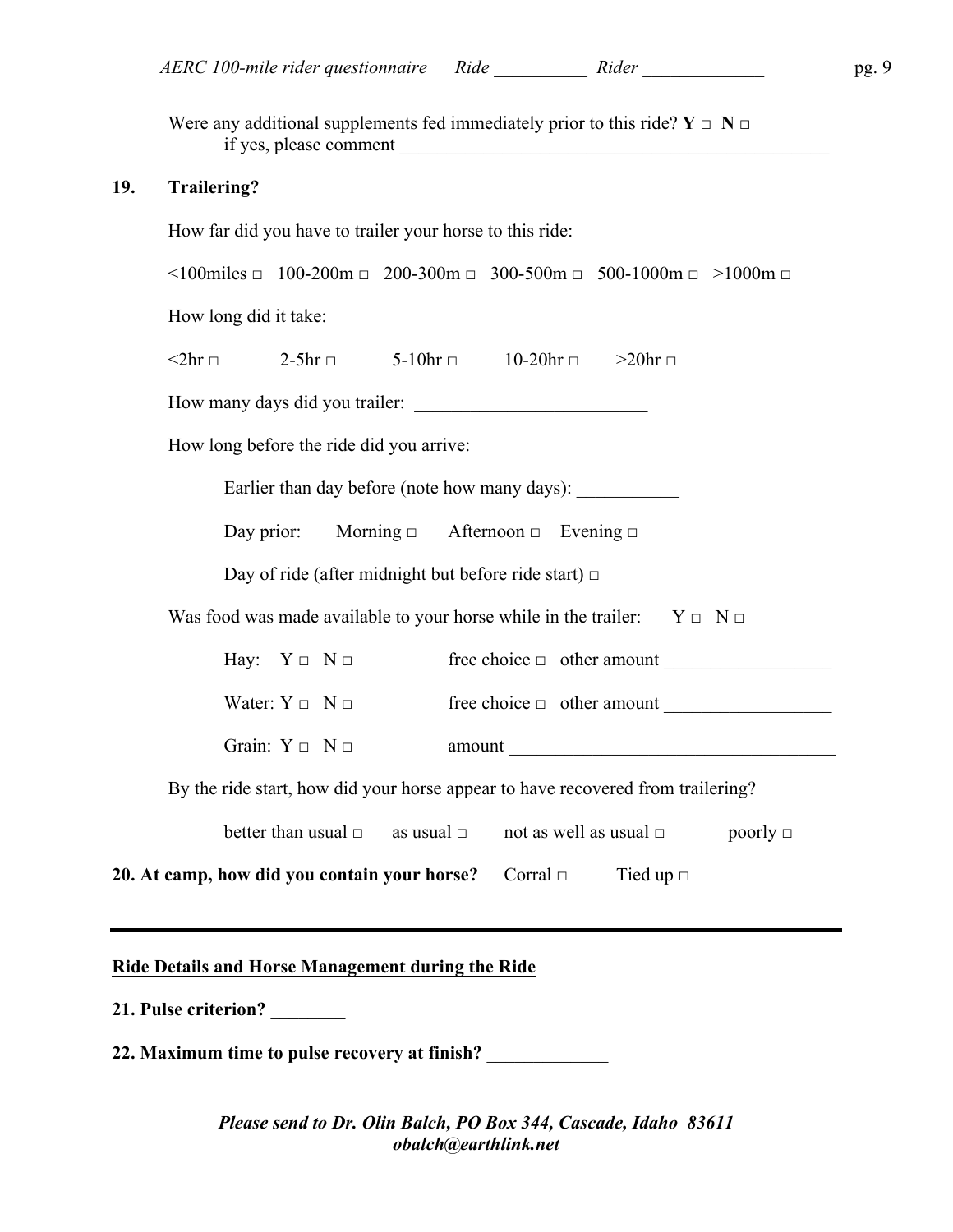Were any additional supplements fed immediately prior to this ride? **Y** □ **N** □
if yes, please comment ________________________________________________

**19. Trailering?**

How far did you have to trailer your horse to this ride:

<100miles □ 100-200m □ 200-300m □ 300-500m □ 500-1000m □ >1000m □

How long did it take:

<2hr □ 2-5hr □ 5-10hr □ 10-20hr □ >20hr □

How many days did you trailer: _________________________

How long before the ride did you arrive:

Earlier than day before (note how many days): ___________

Day prior: Morning □ Afternoon □ Evening □

Day of ride (after midnight but before ride start) □

Was food was made available to your horse while in the trailer: Y □ N □

Hay: Y □ N □ free choice □ other amount __________________

Water: Y □ N □ free choice □ other amount __________________

Grain: Y □ N □ amount ____________________________________

By the ride start, how did your horse appear to have recovered from trailering?

better than usual □ as usual □ not as well as usual □ poorly □

**20. At camp, how did you contain your horse?** Corral □ Tied up □

---

## Ride Details and Horse Management during the Ride

**21. Pulse criterion?** ________

**22. Maximum time to pulse recovery at finish?** _____________

***Please send to Dr. Olin Balch, PO Box 344, Cascade, Idaho 83611***
***obalch@earthlink.net***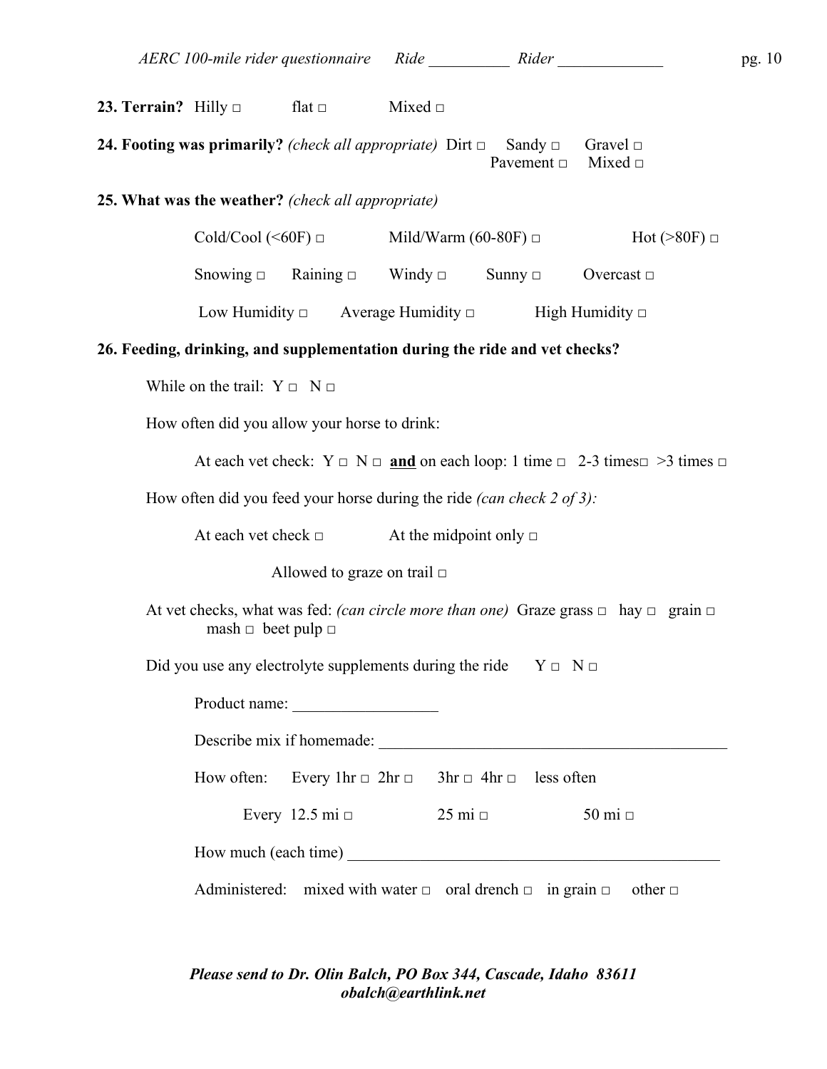**23. Terrain?** Hilly □ flat □ Mixed □

**24. Footing was primarily?** *(check all appropriate)* Dirt □ Sandy □ Gravel □ Pavement □ Mixed □

**25. What was the weather?** *(check all appropriate)*

Cold/Cool (<60F) □ Mild/Warm (60-80F) □ Hot (>80F) □

Snowing □ Raining □ Windy □ Sunny □ Overcast □

Low Humidity □ Average Humidity □ High Humidity □

**26. Feeding, drinking, and supplementation during the ride and vet checks?**

While on the trail: Y □ N □

How often did you allow your horse to drink:

At each vet check: Y □ N □ **and** on each loop: 1 time □ 2-3 times□ >3 times □

How often did you feed your horse during the ride *(can check 2 of 3):*

At each vet check □ At the midpoint only □

Allowed to graze on trail □

At vet checks, what was fed: *(can circle more than one)* Graze grass □ hay □ grain □ mash □ beet pulp □

Did you use any electrolyte supplements during the ride Y □ N □

Product name: __________________

Describe mix if homemade: ____________________________________________

How often: Every 1hr □ 2hr □ 3hr □ 4hr □ less often

Every 12.5 mi □ 25 mi □ 50 mi □

How much (each time) ________________________________________________

Administered: mixed with water □ oral drench □ in grain □ other □

***Please send to Dr. Olin Balch, PO Box 344, Cascade, Idaho 83611***
***obalch@earthlink.net***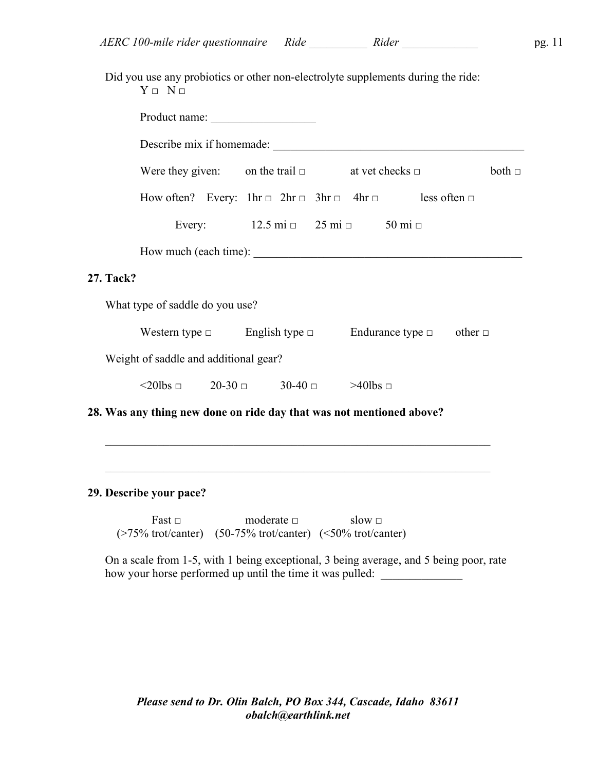Did you use any probiotics or other non-electrolyte supplements during the ride:
Y □ N □

Product name: __________________

Describe mix if homemade: _____________________________________________

Were they given: on the trail □ at vet checks □ both □

How often? Every: 1hr □ 2hr □ 3hr □ 4hr □ less often □

Every: 12.5 mi □ 25 mi □ 50 mi □

How much (each time): ________________________________________________

**27. Tack?**

What type of saddle do you use?

Western type □ English type □ Endurance type □ other □

Weight of saddle and additional gear?

<20lbs □ 20-30 □ 30-40 □ >40lbs □

**28. Was any thing new done on ride day that was not mentioned above?**

____________________________________________________________________

____________________________________________________________________

**29. Describe your pace?**

Fast □ (>75% trot/canter) moderate □ (50-75% trot/canter) slow □ (<50% trot/canter)

On a scale from 1-5, with 1 being exceptional, 3 being average, and 5 being poor, rate how your horse performed up until the time it was pulled: ______________

***Please send to Dr. Olin Balch, PO Box 344, Cascade, Idaho 83611***
***obalch@earthlink.net***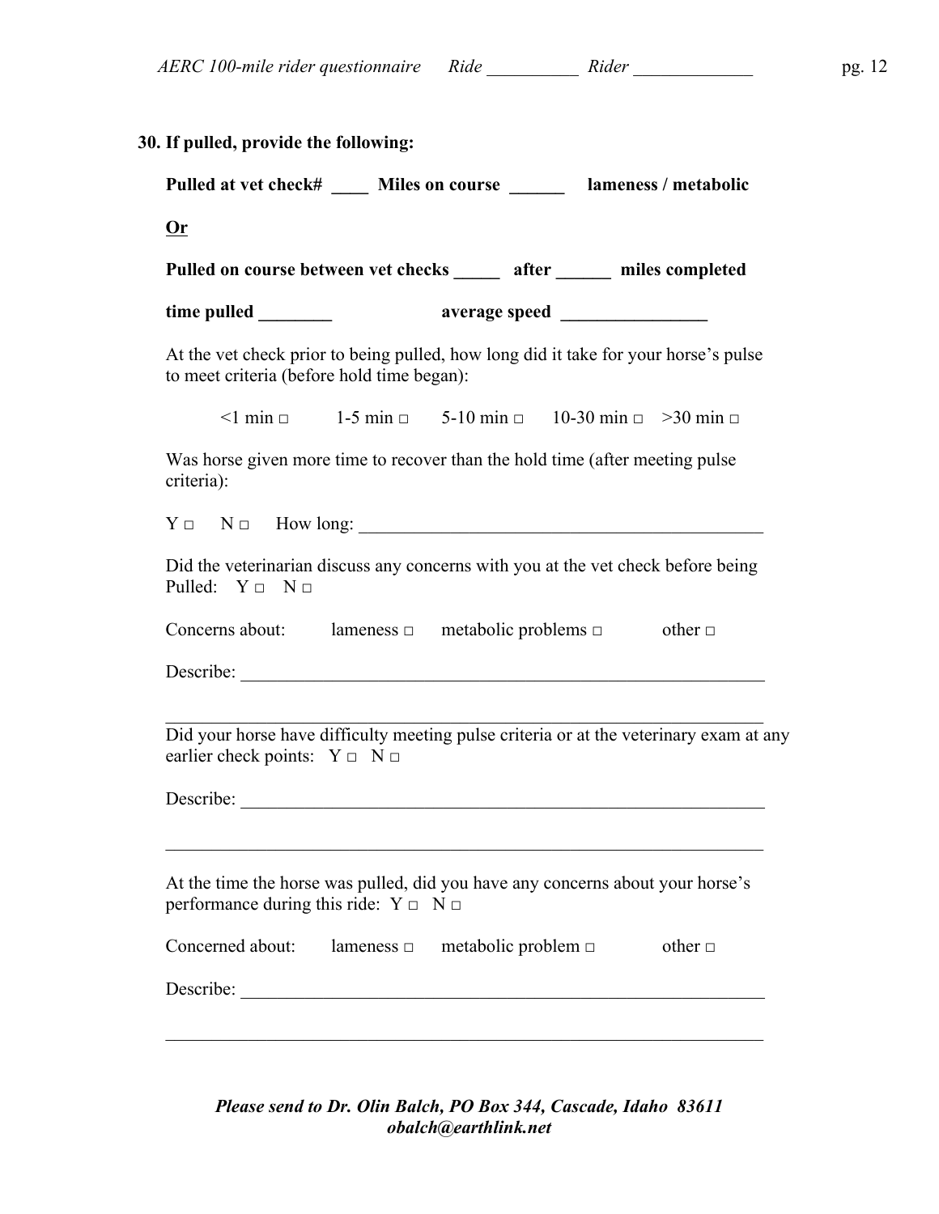**30. If pulled, provide the following:**

**Pulled at vet check# ____ Miles on course ______ lameness / metabolic**

**<u>Or</u>**

**Pulled on course between vet checks _____ after ______ miles completed**

**time pulled ________ average speed ________________**

At the vet check prior to being pulled, how long did it take for your horse's pulse to meet criteria (before hold time began):

<1 min □ 1-5 min □ 5-10 min □ 10-30 min □ >30 min □

Was horse given more time to recover than the hold time (after meeting pulse criteria):

Y □ N □ How long: ______________________________________________

Did the veterinarian discuss any concerns with you at the vet check before being Pulled: Y □ N □

Concerns about: lameness □ metabolic problems □ other □

Describe: ____________________________________________________________

_____________________________________________________________________

Did your horse have difficulty meeting pulse criteria or at the veterinary exam at any earlier check points: Y □ N □

Describe: ____________________________________________________________

_____________________________________________________________________

At the time the horse was pulled, did you have any concerns about your horse's performance during this ride: Y □ N □

Concerned about: lameness □ metabolic problem □ other □

Describe: ____________________________________________________________

_____________________________________________________________________

***Please send to Dr. Olin Balch, PO Box 344, Cascade, Idaho 83611***
***obalch@earthlink.net***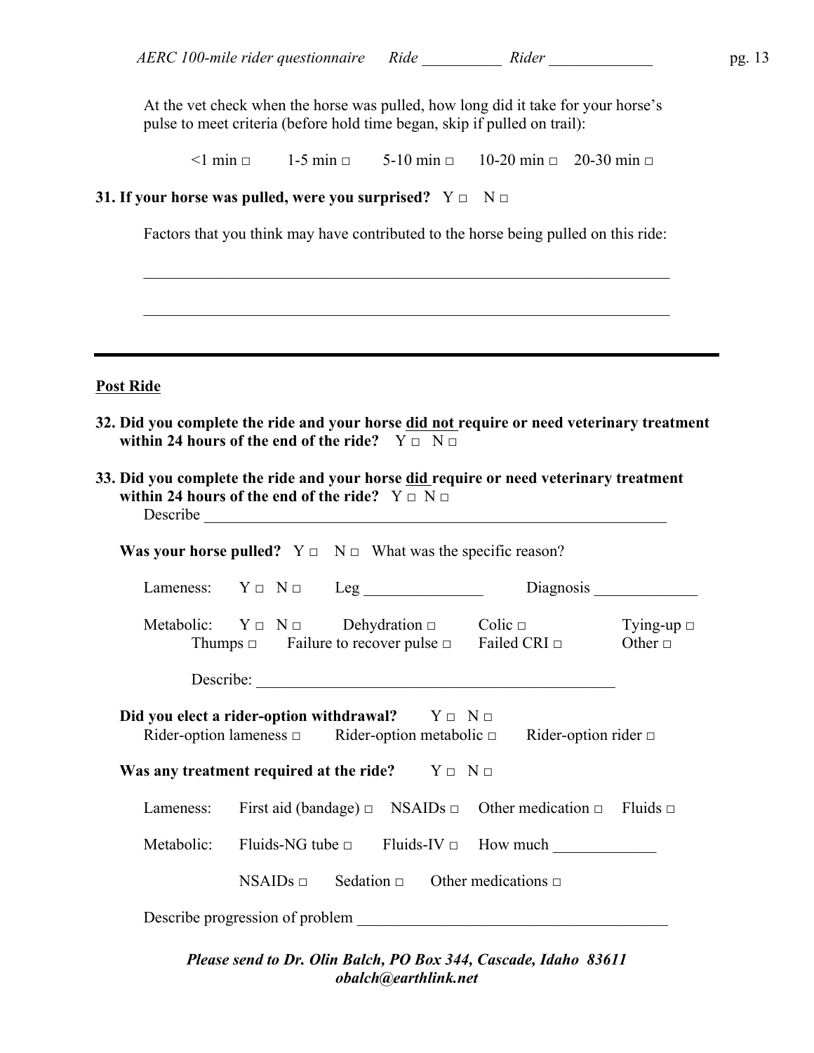At the vet check when the horse was pulled, how long did it take for your horse's pulse to meet criteria (before hold time began, skip if pulled on trail):

<1 min □    1-5 min □    5-10 min □    10-20 min □    20-30 min □

**31. If your horse was pulled, were you surprised?** Y □ N □

Factors that you think may have contributed to the horse being pulled on this ride:

\_\_\_\_\_\_\_\_\_\_\_\_\_\_\_\_\_\_\_\_\_\_\_\_\_\_\_\_\_\_\_\_\_\_\_\_\_\_\_\_\_\_\_\_\_\_\_\_\_\_\_\_\_\_\_\_\_\_\_\_\_\_\_\_\_\_\_\_

\_\_\_\_\_\_\_\_\_\_\_\_\_\_\_\_\_\_\_\_\_\_\_\_\_\_\_\_\_\_\_\_\_\_\_\_\_\_\_\_\_\_\_\_\_\_\_\_\_\_\_\_\_\_\_\_\_\_\_\_\_\_\_\_\_\_\_\_

---

## Post Ride

**32. Did you complete the ride and your horse did not require or need veterinary treatment within 24 hours of the end of the ride?** Y □ N □

**33. Did you complete the ride and your horse did require or need veterinary treatment within 24 hours of the end of the ride?** Y □ N □

Describe \_\_\_\_\_\_\_\_\_\_\_\_\_\_\_\_\_\_\_\_\_\_\_\_\_\_\_\_\_\_\_\_\_\_\_\_\_\_\_\_\_\_\_\_\_\_\_\_\_\_\_\_\_\_\_\_\_\_

**Was your horse pulled?** Y □ N □ What was the specific reason?

Lameness: Y □ N □    Leg \_\_\_\_\_\_\_\_\_\_\_\_\_\_\_    Diagnosis \_\_\_\_\_\_\_\_\_\_\_\_\_

Metabolic: Y □ N □    Dehydration □    Colic □    Tying-up □
Thumps □    Failure to recover pulse □    Failed CRI □    Other □

Describe: \_\_\_\_\_\_\_\_\_\_\_\_\_\_\_\_\_\_\_\_\_\_\_\_\_\_\_\_\_\_\_\_\_\_\_\_\_\_\_\_\_\_\_\_\_\_\_\_

**Did you elect a rider-option withdrawal?** Y □ N □
Rider-option lameness □    Rider-option metabolic □    Rider-option rider □

**Was any treatment required at the ride?** Y □ N □

Lameness: First aid (bandage) □    NSAIDs □    Other medication □    Fluids □

Metabolic: Fluids-NG tube □    Fluids-IV □    How much \_\_\_\_\_\_\_\_\_\_\_\_\_

NSAIDs □    Sedation □    Other medications □

Describe progression of problem \_\_\_\_\_\_\_\_\_\_\_\_\_\_\_\_\_\_\_\_\_\_\_\_\_\_\_\_\_\_\_\_\_\_\_\_\_\_\_\_

***Please send to Dr. Olin Balch, PO Box 344, Cascade, Idaho 83611***
***obalch@earthlink.net***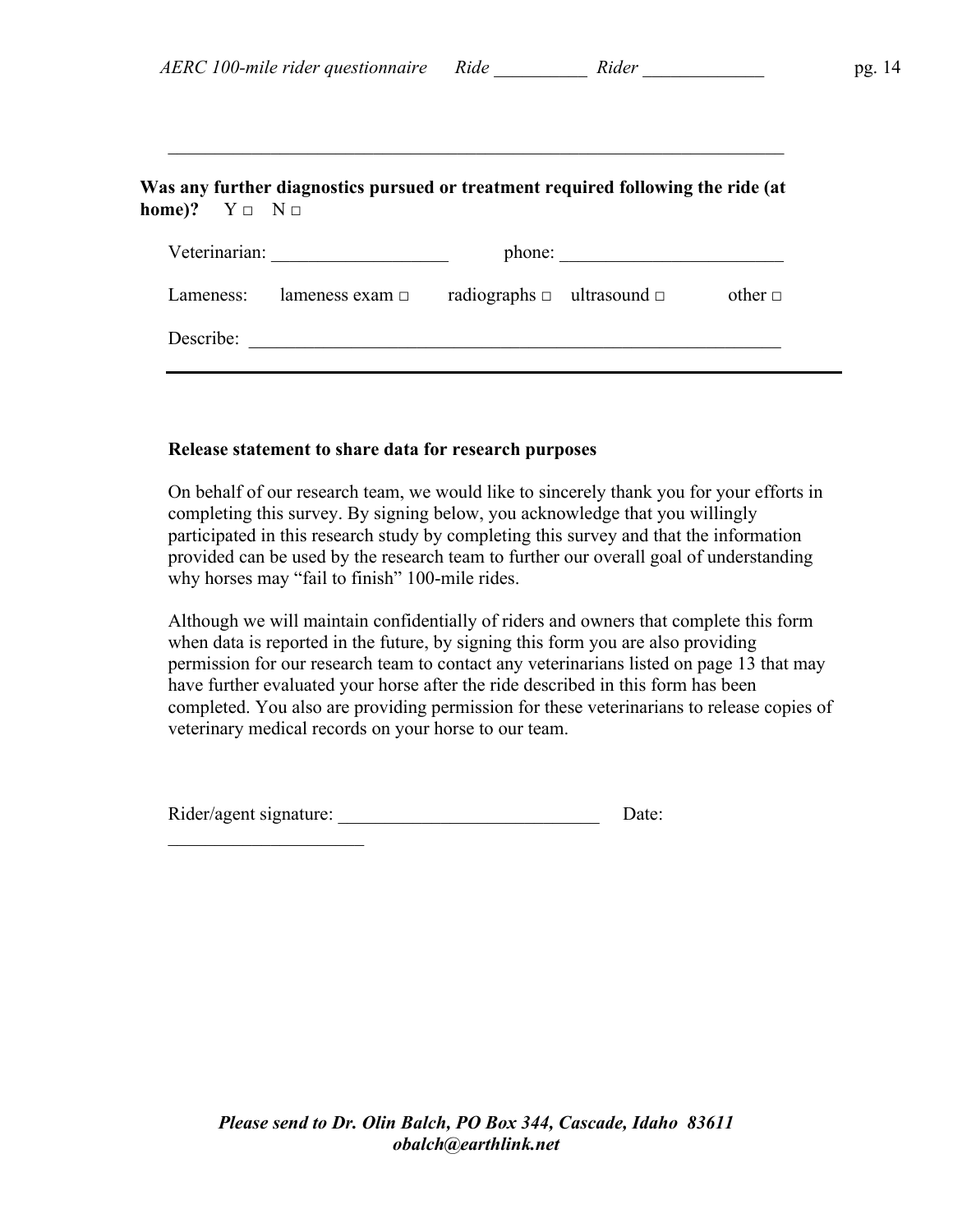______________________________________________________________________

**Was any further diagnostics pursued or treatment required following the ride (at home)?** Y □ N □

Veterinarian: ___________________ phone: ________________________

Lameness: lameness exam □ radiographs □ ultrasound □ other □

Describe: ___________________________________________________________

---

**Release statement to share data for research purposes**

On behalf of our research team, we would like to sincerely thank you for your efforts in completing this survey. By signing below, you acknowledge that you willingly participated in this research study by completing this survey and that the information provided can be used by the research team to further our overall goal of understanding why horses may "fail to finish" 100-mile rides.

Although we will maintain confidentially of riders and owners that complete this form when data is reported in the future, by signing this form you are also providing permission for our research team to contact any veterinarians listed on page 13 that may have further evaluated your horse after the ride described in this form has been completed. You also are providing permission for these veterinarians to release copies of veterinary medical records on your horse to our team.

Rider/agent signature: ____________________________ Date: _____________________

***Please send to Dr. Olin Balch, PO Box 344, Cascade, Idaho 83611***
***obalch@earthlink.net***